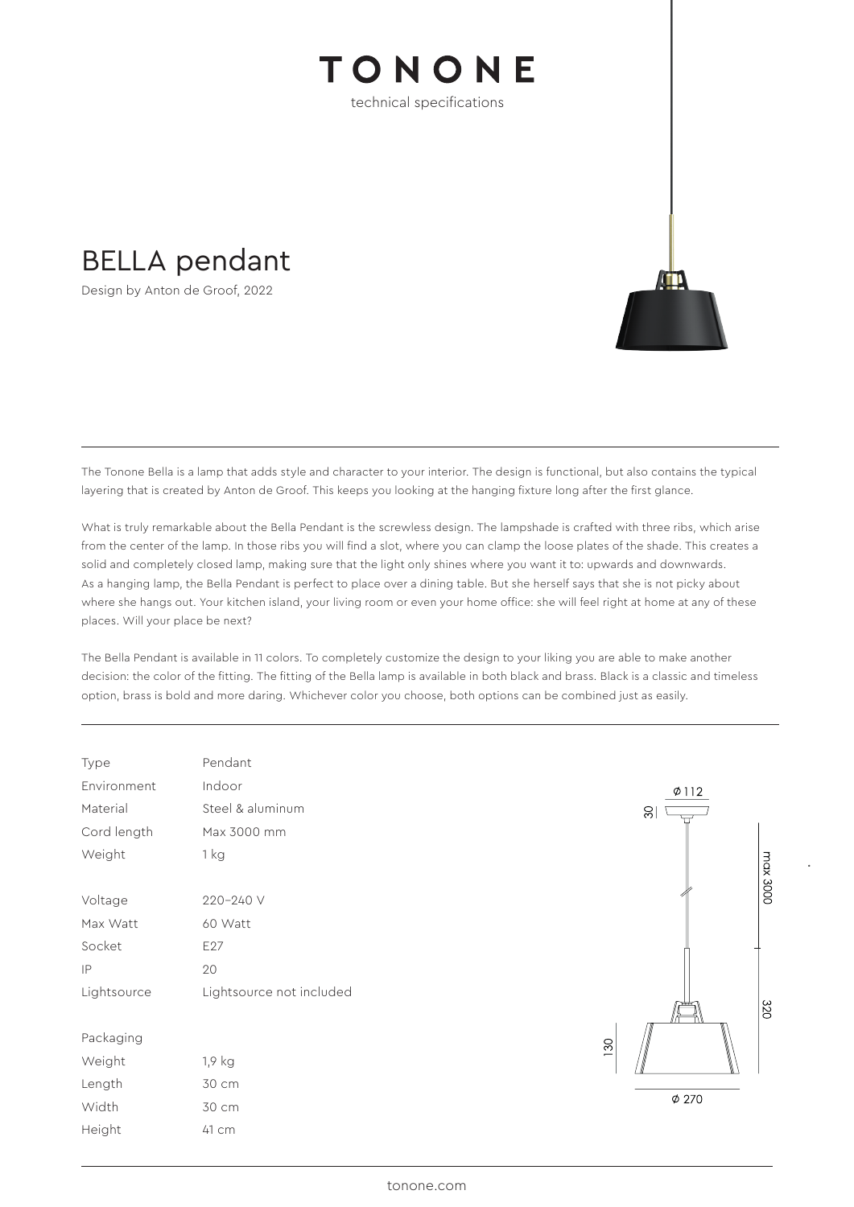# TONONE

technical specifications

## BELLA pendant

Design by Anton de Groof, 2022

The Tonone Bella is a lamp that adds style and character to your interior. The design is functional, but also contains the typical layering that is created by Anton de Groof. This keeps you looking at the hanging fixture long after the first glance.

What is truly remarkable about the Bella Pendant is the screwless design. The lampshade is crafted with three ribs, which arise from the center of the lamp. In those ribs you will find a slot, where you can clamp the loose plates of the shade. This creates a solid and completely closed lamp, making sure that the light only shines where you want it to: upwards and downwards. As a hanging lamp, the Bella Pendant is perfect to place over a dining table. But she herself says that she is not picky about where she hangs out. Your kitchen island, your living room or even your home office: she will feel right at home at any of these places. Will your place be next?

The Bella Pendant is available in 11 colors. To completely customize the design to your liking you are able to make another decision: the color of the fitting. The fitting of the Bella lamp is available in both black and brass. Black is a classic and timeless option, brass is bold and more daring. Whichever color you choose, both options can be combined just as easily.

| | |
|---|---|
| Type | Pendant |
| Environment | Indoor |
| Material | Steel & aluminum |
| Cord length | Max 3000 mm |
| Weight | 1 kg |
| Voltage | 220-240 V |
| Max Watt | 60 Watt |
| Socket | E27 |
| IP | 20 |
| Lightsource | Lightsource not included |
| **Packaging** | |
| Weight | 1,9 kg |
| Length | 30 cm |
| Width | 30 cm |
| Height | 41 cm |

Ø 112

30

max 3000

320

130

Ø 270

tonone.com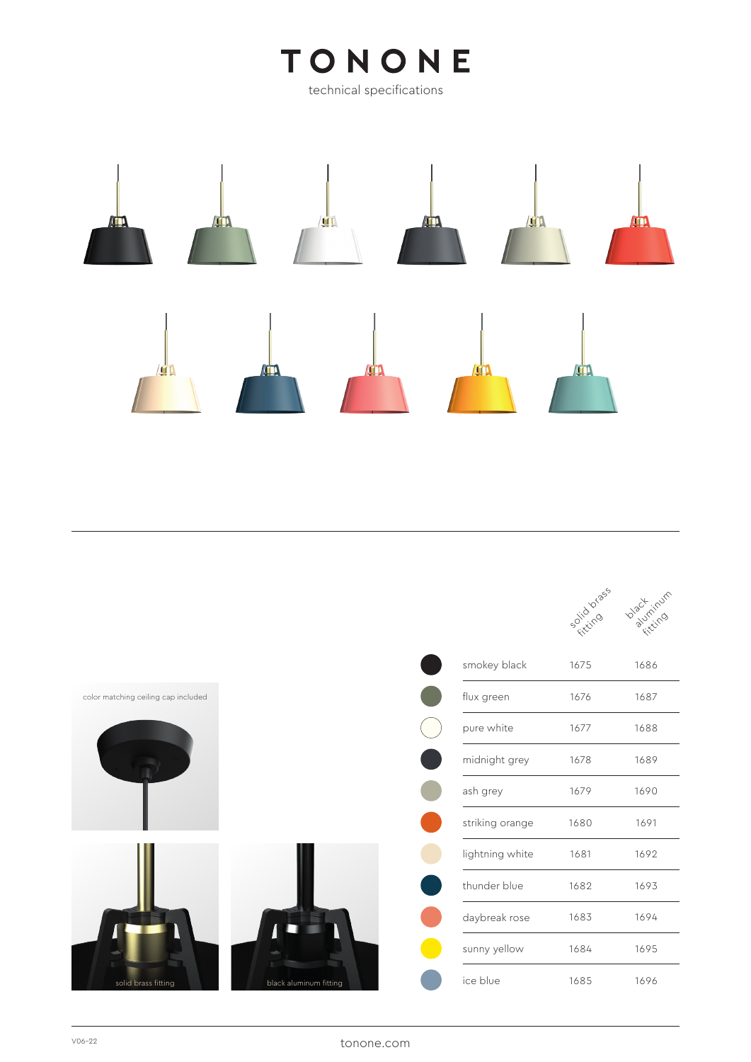# TONONE

technical specifications

color matching ceiling cap included

solid brass fitting

black aluminum fitting

| | | solid brass fitting | black aluminum fitting |
|---|---|---|---|
| | smokey black | 1675 | 1686 |
| | flux green | 1676 | 1687 |
| | pure white | 1677 | 1688 |
| | midnight grey | 1678 | 1689 |
| | ash grey | 1679 | 1690 |
| | striking orange | 1680 | 1691 |
| | lightning white | 1681 | 1692 |
| | thunder blue | 1682 | 1693 |
| | daybreak rose | 1683 | 1694 |
| | sunny yellow | 1684 | 1695 |
| | ice blue | 1685 | 1696 |

V06-22

tonone.com